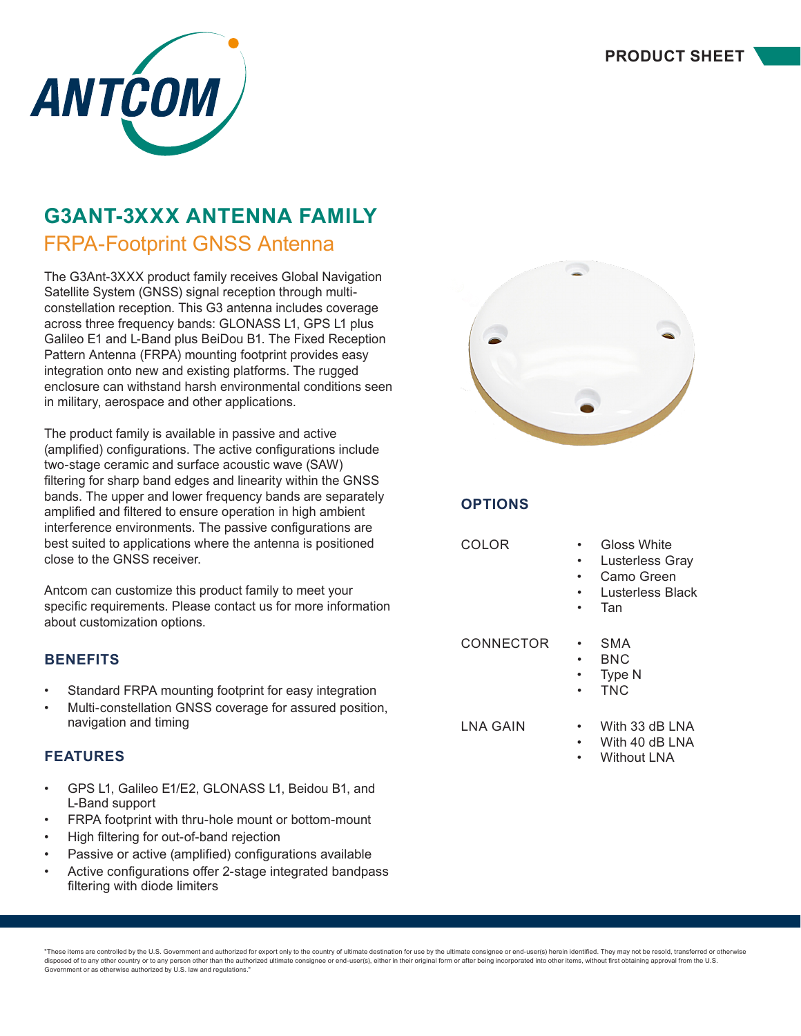PRODUCT SHEET

# G3ANT-3XXX ANTENNA FAMILY

## FRPA-Footprint GNSS Antenna

The G3Ant-3XXX product family receives Global Navigation Satellite System (GNSS) signal reception through multi-constellation reception. This G3 antenna includes coverage across three frequency bands: GLONASS L1, GPS L1 plus Galileo E1 and L-Band plus BeiDou B1. The Fixed Reception Pattern Antenna (FRPA) mounting footprint provides easy integration onto new and existing platforms. The rugged enclosure can withstand harsh environmental conditions seen in military, aerospace and other applications.

The product family is available in passive and active (amplified) configurations. The active configurations include two-stage ceramic and surface acoustic wave (SAW) filtering for sharp band edges and linearity within the GNSS bands. The upper and lower frequency bands are separately amplified and filtered to ensure operation in high ambient interference environments. The passive configurations are best suited to applications where the antenna is positioned close to the GNSS receiver.

Antcom can customize this product family to meet your specific requirements. Please contact us for more information about customization options.

### BENEFITS

- Standard FRPA mounting footprint for easy integration
- Multi-constellation GNSS coverage for assured position, navigation and timing

### FEATURES

- GPS L1, Galileo E1/E2, GLONASS L1, Beidou B1, and L-Band support
- FRPA footprint with thru-hole mount or bottom-mount
- High filtering for out-of-band rejection
- Passive or active (amplified) configurations available
- Active configurations offer 2-stage integrated bandpass filtering with diode limiters

### OPTIONS

**COLOR**
- Gloss White
- Lusterless Gray
- Camo Green
- Lusterless Black
- Tan

**CONNECTOR**
- SMA
- BNC
- Type N
- TNC

**LNA GAIN**
- With 33 dB LNA
- With 40 dB LNA
- Without LNA

"These items are controlled by the U.S. Government and authorized for export only to the country of ultimate destination for use by the ultimate consignee or end-user(s) herein identified. They may not be resold, transferred or otherwise disposed of to any other country or to any person other than the authorized ultimate consignee or end-user(s), either in their original form or after being incorporated into other items, without first obtaining approval from the U.S. Government or as otherwise authorized by U.S. law and regulations."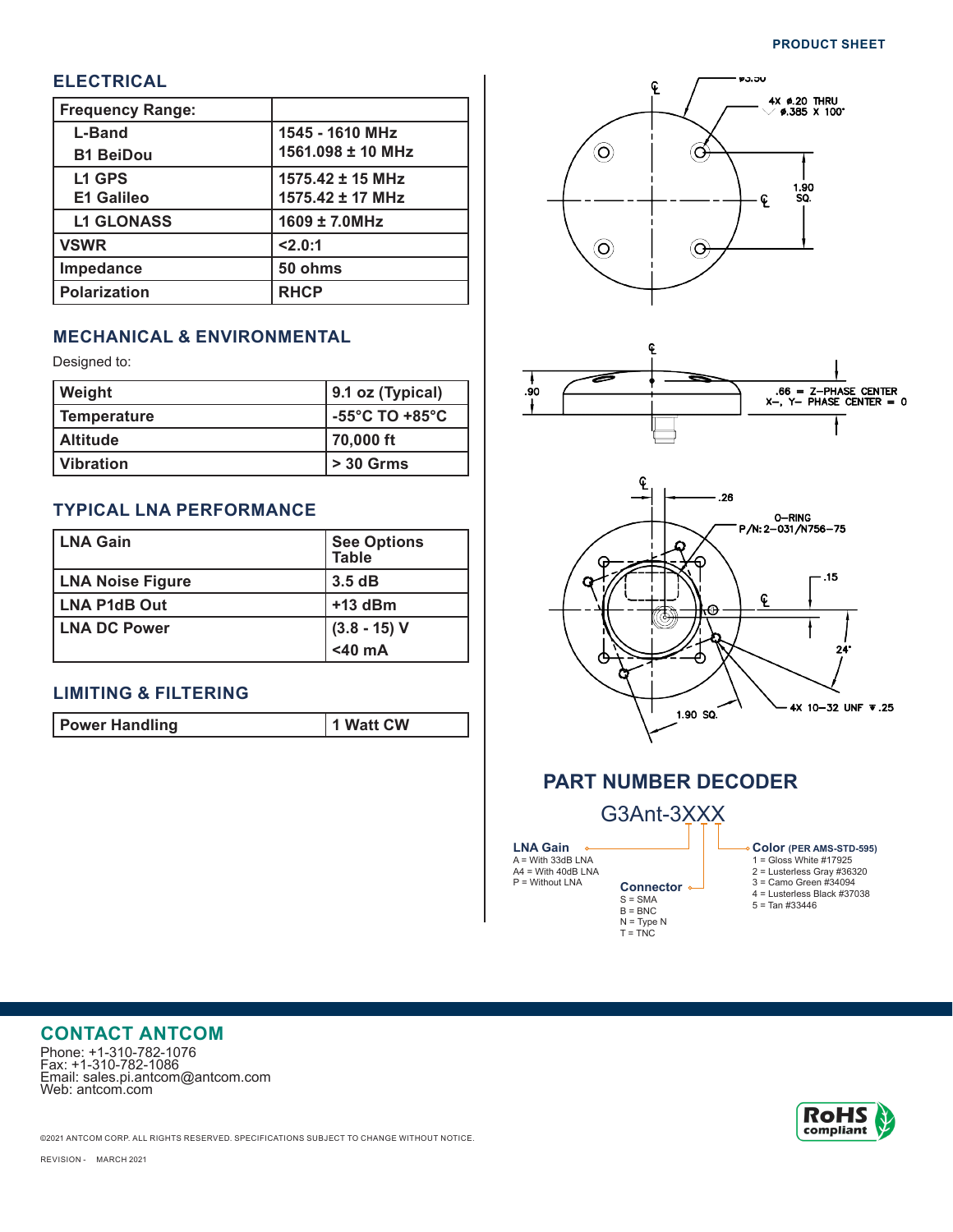## ELECTRICAL

| | |
|---|---|
| Frequency Range: | |
| L-Band<br>B1 BeiDou | 1545 - 1610 MHz<br>1561.098 ± 10 MHz |
| L1 GPS<br>E1 Galileo | 1575.42 ± 15 MHz<br>1575.42 ± 17 MHz |
| L1 GLONASS | 1609 ± 7.0MHz |
| VSWR | <2.0:1 |
| Impedance | 50 ohms |
| Polarization | RHCP |

## MECHANICAL & ENVIRONMENTAL

Designed to:

| | |
|---|---|
| Weight | 9.1 oz (Typical) |
| Temperature | -55°C TO +85°C |
| Altitude | 70,000 ft |
| Vibration | > 30 Grms |

## TYPICAL LNA PERFORMANCE

| | |
|---|---|
| LNA Gain | See Options Table |
| LNA Noise Figure | 3.5 dB |
| LNA P1dB Out | +13 dBm |
| LNA DC Power | (3.8 - 15) V<br><40 mA |

## LIMITING & FILTERING

| | |
|---|---|
| Power Handling | 1 Watt CW |

ø3.50
4X ø.20 THRU
ø.385 X 100°
1.90 SQ.

.90
.66 = Z–PHASE CENTER
X–, Y– PHASE CENTER = 0

.26
O–RING
P/N: 2–031/N756–75
.15
24°
4X 10–32 UNF ▿.25
1.90 SQ.

## PART NUMBER DECODER

G3Ant-3XXX

**LNA Gain**
A = With 33dB LNA
A4 = With 40dB LNA
P = Without LNA

**Connector**
S = SMA
B = BNC
N = Type N
T = TNC

**Color** (PER AMS-STD-595)
1 = Gloss White #17925
2 = Lusterless Gray #36320
3 = Camo Green #34094
4 = Lusterless Black #37038
5 = Tan #33446

## CONTACT ANTCOM

Phone: +1-310-782-1076
Fax: +1-310-782-1086
Email: sales.pi.antcom@antcom.com
Web: antcom.com

RoHS compliant

©2021 ANTCOM CORP. ALL RIGHTS RESERVED. SPECIFICATIONS SUBJECT TO CHANGE WITHOUT NOTICE.

REVISION - MARCH 2021